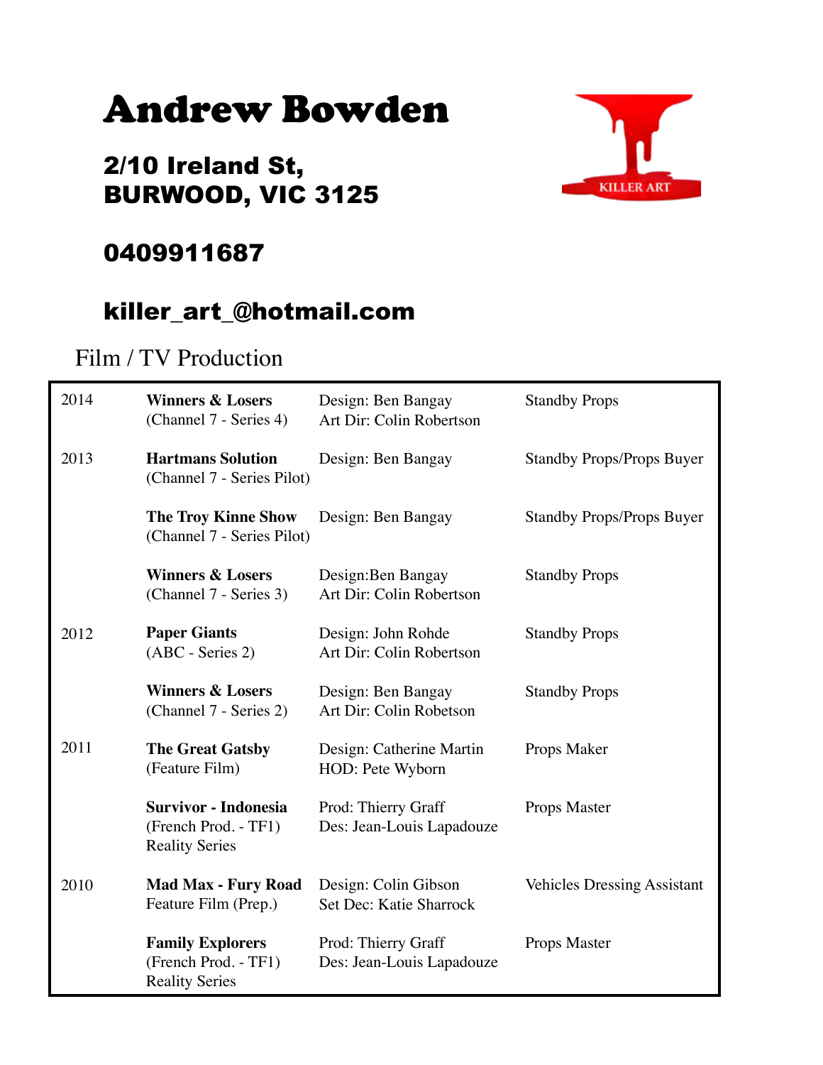# Andrew Bowden

## 2/10 Ireland St,
## BURWOOD, VIC 3125

## 0409911687

## killer_art_@hotmail.com

KILLER ART

Film / TV Production

| | | | |
|---|---|---|---|
| 2014 | **Winners & Losers** (Channel 7 - Series 4) | Design: Ben Bangay<br>Art Dir: Colin Robertson | Standby Props |
| 2013 | **Hartmans Solution** (Channel 7 - Series Pilot) | Design: Ben Bangay | Standby Props/Props Buyer |
| | **The Troy Kinne Show** (Channel 7 - Series Pilot) | Design: Ben Bangay | Standby Props/Props Buyer |
| | **Winners & Losers** (Channel 7 - Series 3) | Design:Ben Bangay<br>Art Dir: Colin Robertson | Standby Props |
| 2012 | **Paper Giants** (ABC - Series 2) | Design: John Rohde<br>Art Dir: Colin Robertson | Standby Props |
| | **Winners & Losers** (Channel 7 - Series 2) | Design: Ben Bangay<br>Art Dir: Colin Robetson | Standby Props |
| 2011 | **The Great Gatsby** (Feature Film) | Design: Catherine Martin<br>HOD: Pete Wyborn | Props Maker |
| | **Survivor - Indonesia** (French Prod. - TF1) Reality Series | Prod: Thierry Graff<br>Des: Jean-Louis Lapadouze | Props Master |
| 2010 | **Mad Max - Fury Road** Feature Film (Prep.) | Design: Colin Gibson<br>Set Dec: Katie Sharrock | Vehicles Dressing Assistant |
| | **Family Explorers** (French Prod. - TF1) Reality Series | Prod: Thierry Graff<br>Des: Jean-Louis Lapadouze | Props Master |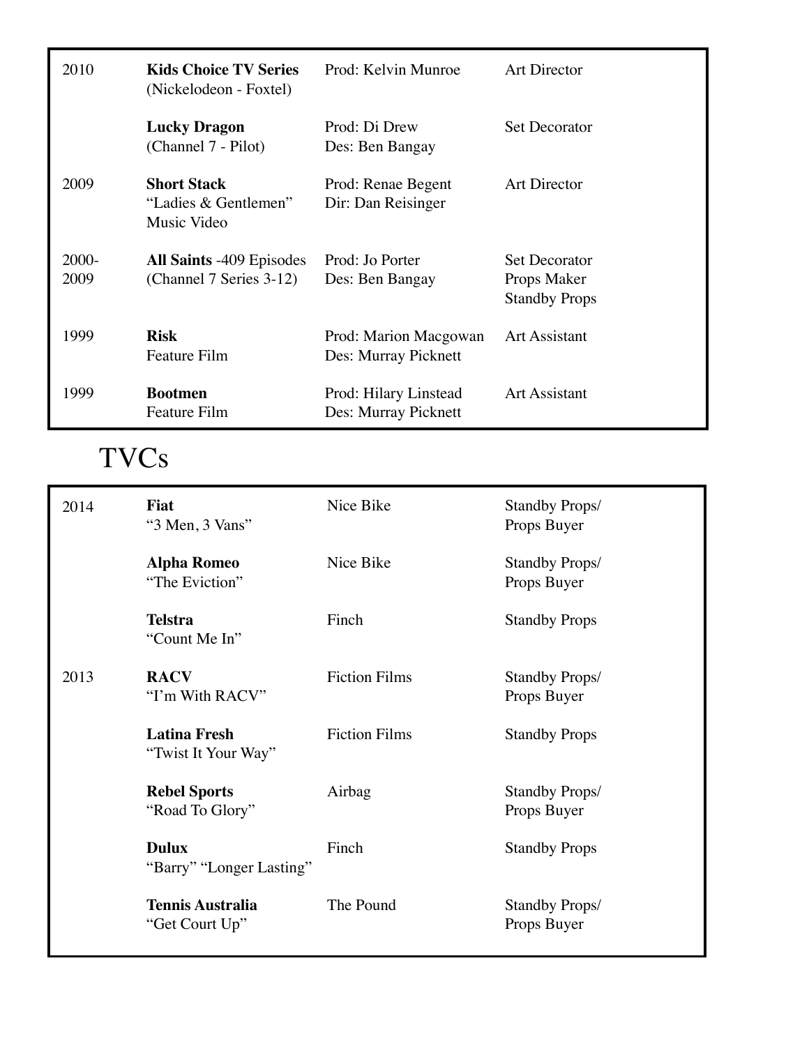| | | | |
|---|---|---|---|
| 2010 | **Kids Choice TV Series** (Nickelodeon - Foxtel) | Prod: Kelvin Munroe | Art Director |
| | **Lucky Dragon** (Channel 7 - Pilot) | Prod: Di Drew<br>Des: Ben Bangay | Set Decorator |
| 2009 | **Short Stack** "Ladies & Gentlemen" Music Video | Prod: Renae Begent<br>Dir: Dan Reisinger | Art Director |
| 2000-2009 | **All Saints** -409 Episodes (Channel 7 Series 3-12) | Prod: Jo Porter<br>Des: Ben Bangay | Set Decorator<br>Props Maker<br>Standby Props |
| 1999 | **Risk**<br>Feature Film | Prod: Marion Macgowan<br>Des: Murray Picknett | Art Assistant |
| 1999 | **Bootmen**<br>Feature Film | Prod: Hilary Linstead<br>Des: Murray Picknett | Art Assistant |

# TVCs

| | | | |
|---|---|---|---|
| 2014 | **Fiat**<br>"3 Men, 3 Vans" | Nice Bike | Standby Props/<br>Props Buyer |
| | **Alpha Romeo**<br>"The Eviction" | Nice Bike | Standby Props/<br>Props Buyer |
| | **Telstra**<br>"Count Me In" | Finch | Standby Props |
| 2013 | **RACV**<br>"I'm With RACV" | Fiction Films | Standby Props/<br>Props Buyer |
| | **Latina Fresh**<br>"Twist It Your Way" | Fiction Films | Standby Props |
| | **Rebel Sports**<br>"Road To Glory" | Airbag | Standby Props/<br>Props Buyer |
| | **Dulux**<br>"Barry" "Longer Lasting" | Finch | Standby Props |
| | **Tennis Australia**<br>"Get Court Up" | The Pound | Standby Props/<br>Props Buyer |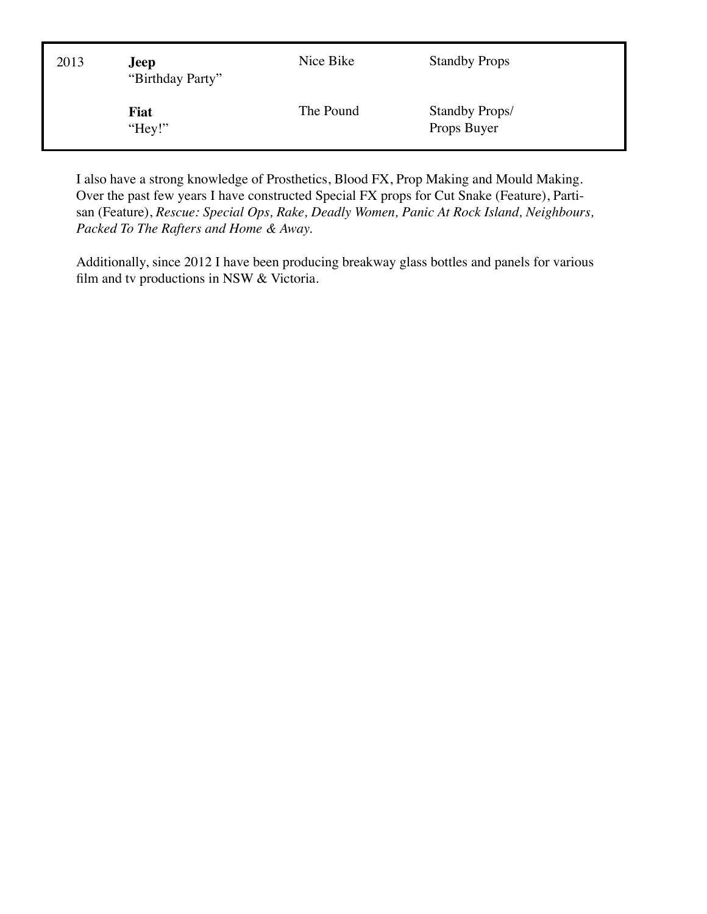| | | | |
|---|---|---|---|
| 2013 | **Jeep**<br>"Birthday Party" | Nice Bike | Standby Props |
| | **Fiat**<br>"Hey!" | The Pound | Standby Props/<br>Props Buyer |

I also have a strong knowledge of Prosthetics, Blood FX, Prop Making and Mould Making. Over the past few years I have constructed Special FX props for Cut Snake (Feature), Partisan (Feature), *Rescue: Special Ops, Rake, Deadly Women, Panic At Rock Island, Neighbours, Packed To The Rafters and Home & Away.*

Additionally, since 2012 I have been producing breakway glass bottles and panels for various film and tv productions in NSW & Victoria.